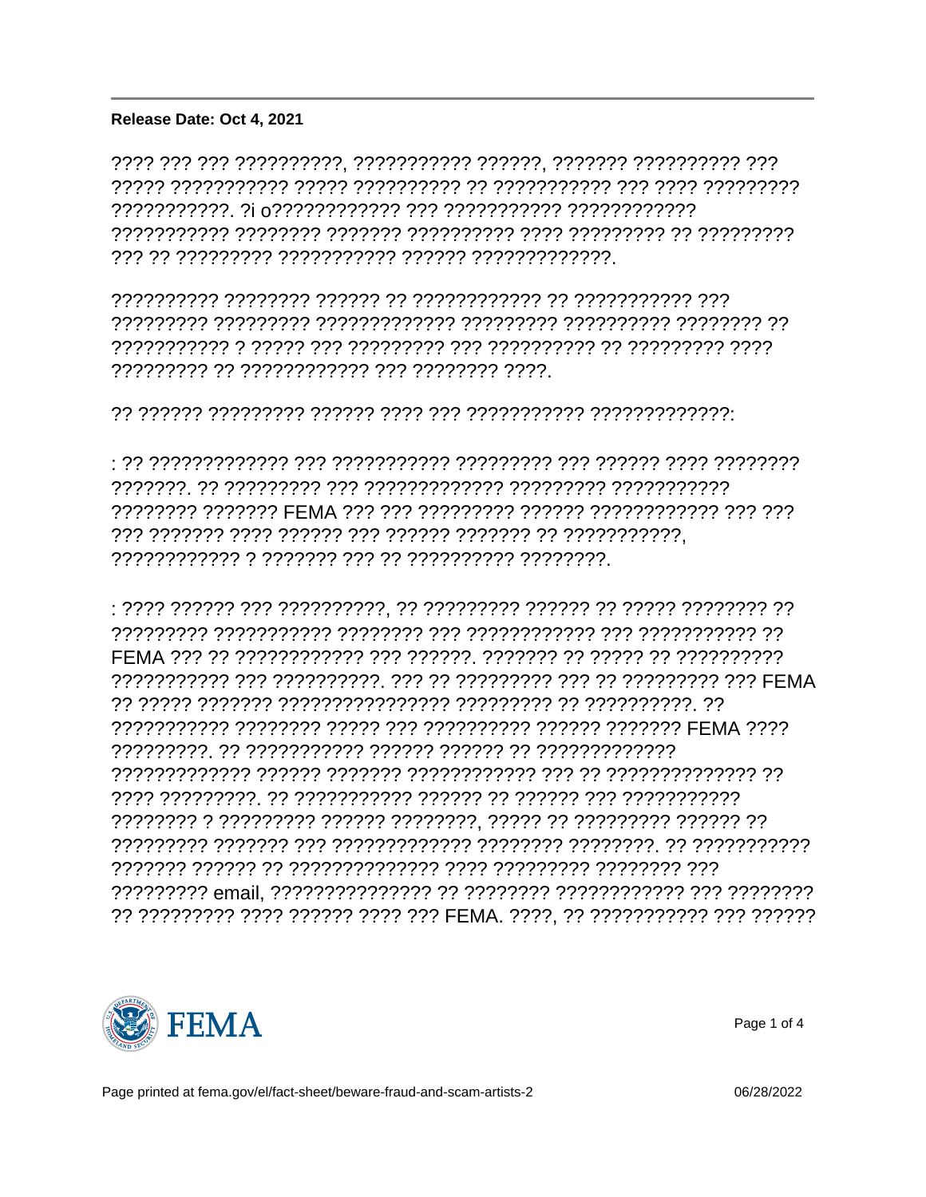**Release Date: Oct 4, 2021**

???? ??? ??? ??????????, ??????????? ??????, ??????? ?????????? ??? ????? ??????????? ????? ?????????? ?? ??????????? ??? ???? ????????? ???????????. ?i o???????????? ??? ??????????? ???????????? ??????????? ???????? ??????? ?????????? ???? ????????? ?? ????????? ??? ?? ????????? ??????????? ?????? ?????????????.

?????????? ???????? ?????? ?? ???????????? ?? ??????????? ??? ????????? ????????? ????????????? ????????? ?????????? ???????? ?? ??????????? ? ????? ??? ????????? ??? ?????????? ?? ????????? ???? ????????? ?? ???????????? ??? ???????? ????.

?? ?????? ????????? ?????? ???? ??? ??????????? ?????????????:

: ?? ????????????? ??? ??????????? ????????? ??? ?????? ???? ???????? ???????. ?? ????????? ??? ????????????? ????????? ??????????? ???????? ??????? FEMA ??? ??? ????????? ?????? ???????????? ??? ??? ??? ??????? ???? ?????? ??? ?????? ??????? ?? ???????????, ???????????? ? ??????? ??? ?? ?????????? ????????.

: ???? ?????? ??? ??????????, ?? ????????? ?????? ?? ????? ???????? ?? ????????? ??????????? ???????? ??? ???????????? ??? ??????????? ?? FEMA ??? ?? ???????????? ??? ??????. ??????? ?? ????? ?? ?????????? ??????????? ??? ??????????. ??? ?? ????????? ??? ?? ????????? ??? FEMA ?? ????? ??????? ??????????????? ????????? ?? ??????????. ?? ??????????? ???????? ????? ??? ?????????? ?????? ??????? FEMA ???? ?????????. ?? ??????????? ?????? ?????? ?? ????????????? ????????????? ?????? ??????? ???????????? ??? ?? ?????????????? ?? ???? ?????????. ?? ??????????? ?????? ?? ?????? ??? ??????????? ???????? ? ????????? ?????? ????????, ????? ?? ????????? ?????? ?? ????????? ??????? ??? ????????????? ???????? ????????. ?? ??????????? ??????? ?????? ?? ????????????? ???? ????????? ???????? ??? ????????? email, ?????????????? ?? ???????? ??????????? ??? ???????? ?? ????????? ???? ?????? ???? ??? FEMA. ????, ?? ??????????? ??? ??????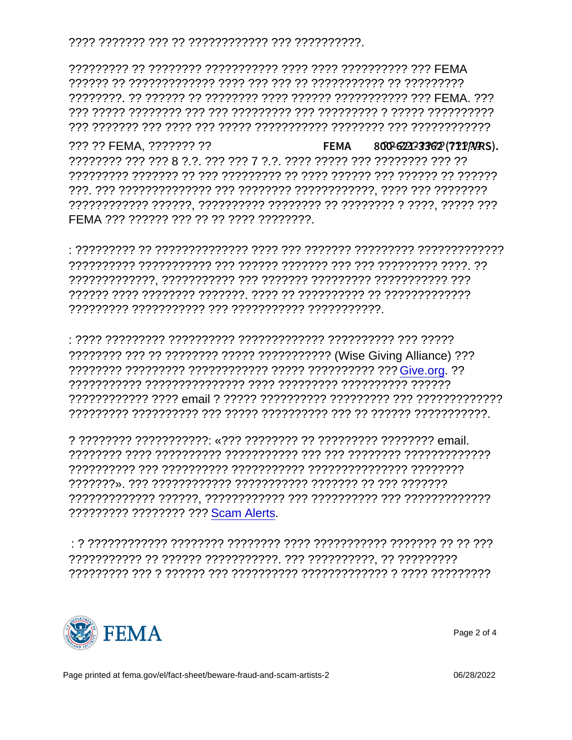???? ??????? ??? ?? ???????????? ??? ??????????.

????????? ?? ???????? ??????????? ???? ???? ?????????? ??? FEMA ?????? ?? ????????????? ???? ??? ??? ?? ??????????? ?? ????????? ????????. ?? ?????? ?? ???????? ???? ?????? ??????????? ??? FEMA. ??? ??? ????? ???????? ??? ??? ????????? ??? ????????? ? ????? ?????????? ??? ??????? ??? ???? ??? ????? ??????????? ???????? ??? ????????????

??? ?? FEMA, ??????? ?? FEMA 800-621-3362 (711/VRS). ???????? ??? ??? 8 ?.?. ??? ??? 7 ?.?. ???? ????? ??? ???????? ??? ?? ????????? ??????? ?? ??? ????????? ?? ???? ?????? ??? ?????? ?? ?????? ???. ??? ?????????????? ??? ???????? ????????????, ???? ??? ???????? ???????????? ??????, ?????????? ???????? ?? ???????? ? ????, ????? ??? FEMA ??? ?????? ??? ?? ?? ???? ????????.

: ????????? ?? ?????????????? ???? ??? ??????? ????????? ????????????? ?????????? ??????????? ??? ?????? ??????? ??? ??? ????????? ????. ?? ?????????????, ??????????? ??? ??????? ????????? ??????????? ??? ?????? ???? ???????? ???????. ???? ?? ?????????? ?? ????????????? ????????? ??????????? ??? ??????????? ???????????.

: ???? ????????? ?????????? ????????????? ?????????? ??? ????? ???????? ??? ?? ???????? ????? ??????????? (Wise Giving Alliance) ??? ???????? ????????? ???????????? ????? ?????????? ??? Give.org. ?? ??????????? ??????????????? ???? ????????? ?????????? ?????? ???????????? ???? email ? ????? ?????????? ????????? ??? ????????????? ????????? ?????????? ??? ????? ?????????? ??? ?? ?????? ???????????.

? ???????? ???????????: «??? ???????? ?? ????????? ???????? email. ???????? ???? ?????????? ??????????? ??? ??? ???????? ????????????? ?????????? ??? ?????????? ??????????? ??????????????? ???????? ???????». ??? ???????????? ??????????? ??????? ?? ??? ??????? ????????????? ??????, ???????????? ??? ?????????? ??? ????????????? ????????? ???????? ??? Scam Alerts.

: ? ???????????? ???????? ???????? ???? ??????????? ??????? ?? ?? ??? ??????????? ?? ?????? ???????????. ??? ??????????, ?? ????????? ????????? ??? ? ?????? ??? ?????????? ????????????? ? ???? ?????????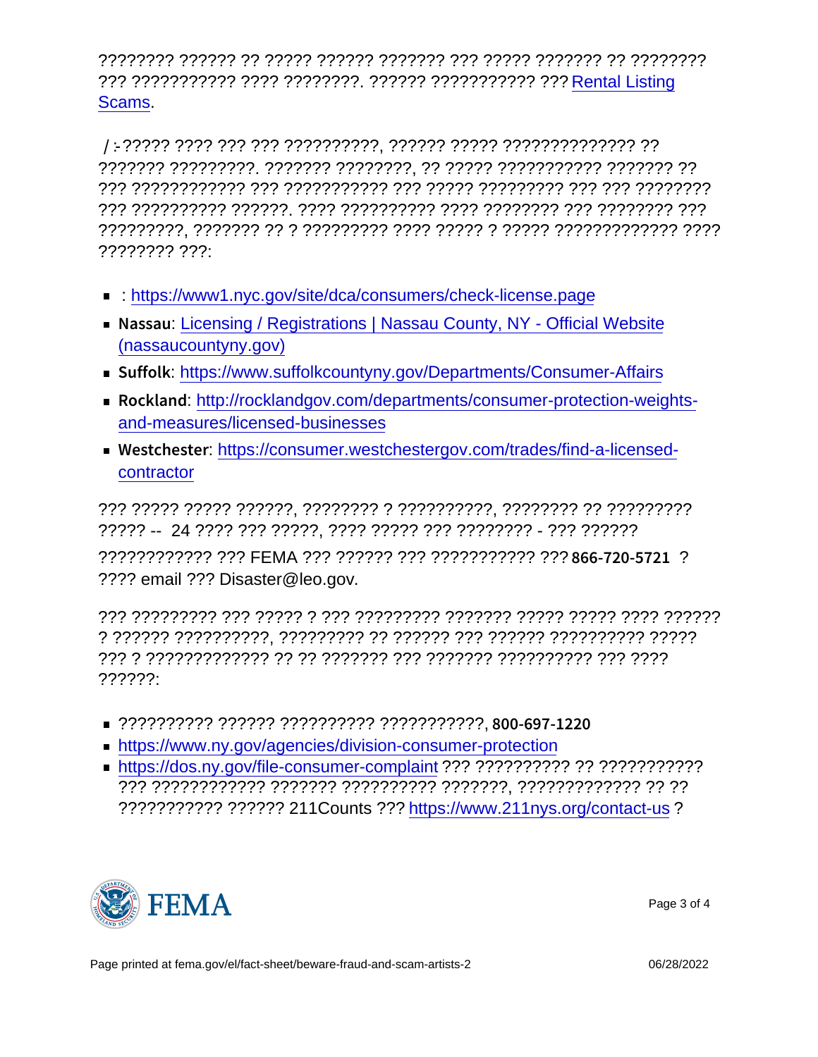???????? ?????? ?? ????? ?????? ??????? ??? ????? ??????? ?? ???????? ??? ??????????? ???? ????????. ?????? ??????????? ??? Rental Listing Scams.

/ ̶ ????? ???? ??? ??? ??????????, ?????? ????? ?????????????? ?? ??????? ?????????. ??????? ????????, ?? ????? ??????????? ??????? ?? ??? ???????????? ??? ??????????? ??? ????? ????????? ??? ??? ???????? ??? ?????????? ??????. ???? ?????????? ???? ???????? ??? ???????? ??? ?????????, ??????? ?? ? ????????? ???? ????? ? ????? ????????????? ???? ???????? ???:

- : https://www1.nyc.gov/site/dca/consumers/check-license.page
- **Nassau**: Licensing / Registrations | Nassau County, NY - Official Website (nassaucountyny.gov)
- **Suffolk**: https://www.suffolkcountyny.gov/Departments/Consumer-Affairs
- **Rockland**: http://rocklandgov.com/departments/consumer-protection-weights-and-measures/licensed-businesses
- **Westchester**: https://consumer.westchestergov.com/trades/find-a-licensed-contractor

??? ????? ????? ??????, ???????? ? ??????????, ???????? ?? ????????? ????? -- 24 ???? ??? ?????, ???? ????? ??? ???????? - ??? ??????

???????????? ??? FEMA ??? ?????? ??? ??????????? ??? 866-720-5721 ? ???? email ??? Disaster@leo.gov.

??? ????????? ??? ????? ? ??? ????????? ??????? ????? ????? ???? ?????? ? ?????? ??????????, ????????? ?? ?????? ??? ?????? ?????????? ????? ??? ? ????????????? ?? ?? ??????? ??? ??????? ?????????? ??? ???? ??????:

- ?????????? ?????? ?????????? ???????????, 800-697-1220
- https://www.ny.gov/agencies/division-consumer-protection
- https://dos.ny.gov/file-consumer-complaint ??? ?????????? ?? ??????????? ??? ???????????? ??????? ?????????? ???????, ????????????? ?? ?? ??????????? ?????? 211Counts ??? https://www.211nys.org/contact-us ?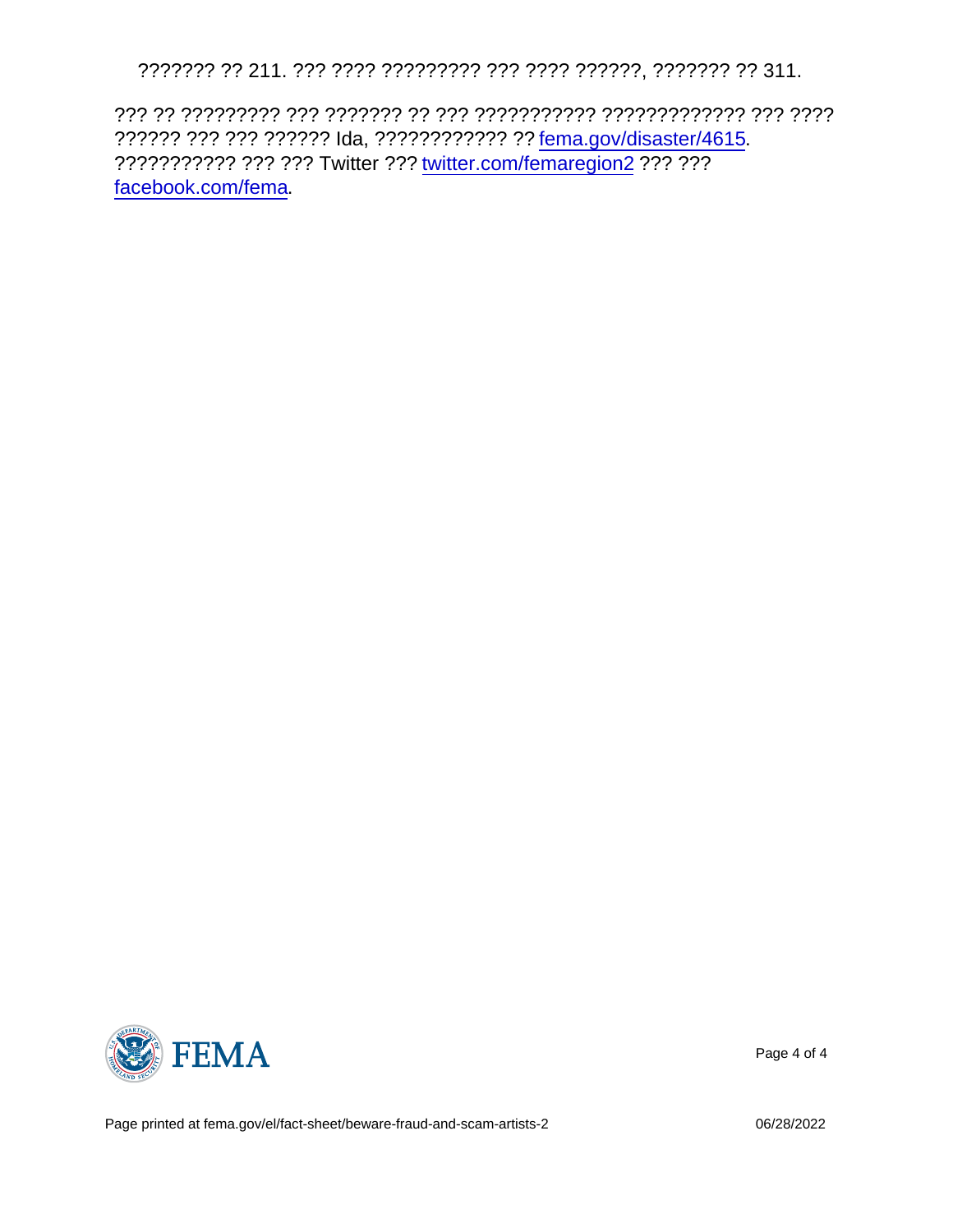??????? ?? 211. ??? ???? ????????? ??? ???? ??????, ??????? ?? 311.

??? ?? ????????? ??? ??????? ?? ??? ??????????? ????????????? ??? ???? ?????? ??? ??? ?????? Ida, ???????????? ?? fema.gov/disaster/4615. ??????????? ??? ??? Twitter ??? twitter.com/femaregion2 ??? ??? facebook.com/fema.

Page printed at fema.gov/el/fact-sheet/beware-fraud-and-scam-artists-2

06/28/2022